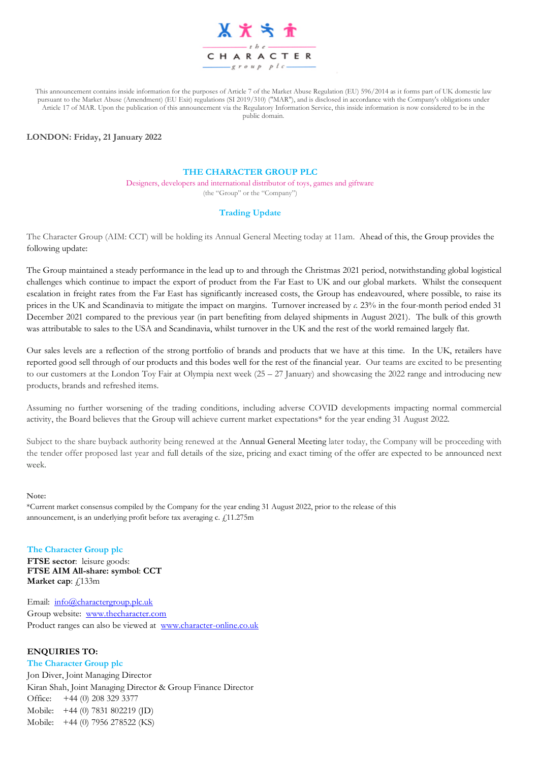the CHARACTER group plc

This announcement contains inside information for the purposes of Article 7 of the Market Abuse Regulation (EU) 596/2014 as it forms part of UK domestic law pursuant to the Market Abuse (Amendment) (EU Exit) regulations (SI 2019/310) ("MAR"), and is disclosed in accordance with the Company's obligations under Article 17 of MAR. Upon the publication of this announcement via the Regulatory Information Service, this inside information is now considered to be in the public domain.

**LONDON: Friday, 21 January 2022**

# THE CHARACTER GROUP PLC

Designers, developers and international distributor of toys, games and giftware

(the "Group" or the "Company")

## Trading Update

The Character Group (AIM: CCT) will be holding its Annual General Meeting today at 11am. Ahead of this, the Group provides the following update:

The Group maintained a steady performance in the lead up to and through the Christmas 2021 period, notwithstanding global logistical challenges which continue to impact the export of product from the Far East to UK and our global markets. Whilst the consequent escalation in freight rates from the Far East has significantly increased costs, the Group has endeavoured, where possible, to raise its prices in the UK and Scandinavia to mitigate the impact on margins. Turnover increased by *c.* 23% in the four-month period ended 31 December 2021 compared to the previous year (in part benefiting from delayed shipments in August 2021). The bulk of this growth was attributable to sales to the USA and Scandinavia, whilst turnover in the UK and the rest of the world remained largely flat.

Our sales levels are a reflection of the strong portfolio of brands and products that we have at this time. In the UK, retailers have reported good sell through of our products and this bodes well for the rest of the financial year. Our teams are excited to be presenting to our customers at the London Toy Fair at Olympia next week (25 – 27 January) and showcasing the 2022 range and introducing new products, brands and refreshed items.

Assuming no further worsening of the trading conditions, including adverse COVID developments impacting normal commercial activity, the Board believes that the Group will achieve current market expectations* for the year ending 31 August 2022.

Subject to the share buyback authority being renewed at the Annual General Meeting later today, the Company will be proceeding with the tender offer proposed last year and full details of the size, pricing and exact timing of the offer are expected to be announced next week.

**Note:**

*Current market consensus compiled by the Company for the year ending 31 August 2022, prior to the release of this announcement, is an underlying profit before tax averaging c. £11.275m

**The Character Group plc**
**FTSE sector**: leisure goods:
**FTSE AIM All-share: symbol**: **CCT**
**Market cap**: £133m

Email: info@charactergroup.plc.uk
Group website: www.thecharacter.com
Product ranges can also be viewed at www.character-online.co.uk

**ENQUIRIES TO:**

**The Character Group plc**
Jon Diver, Joint Managing Director
Kiran Shah, Joint Managing Director & Group Finance Director
Office: +44 (0) 208 329 3377
Mobile: +44 (0) 7831 802219 (JD)
Mobile: +44 (0) 7956 278522 (KS)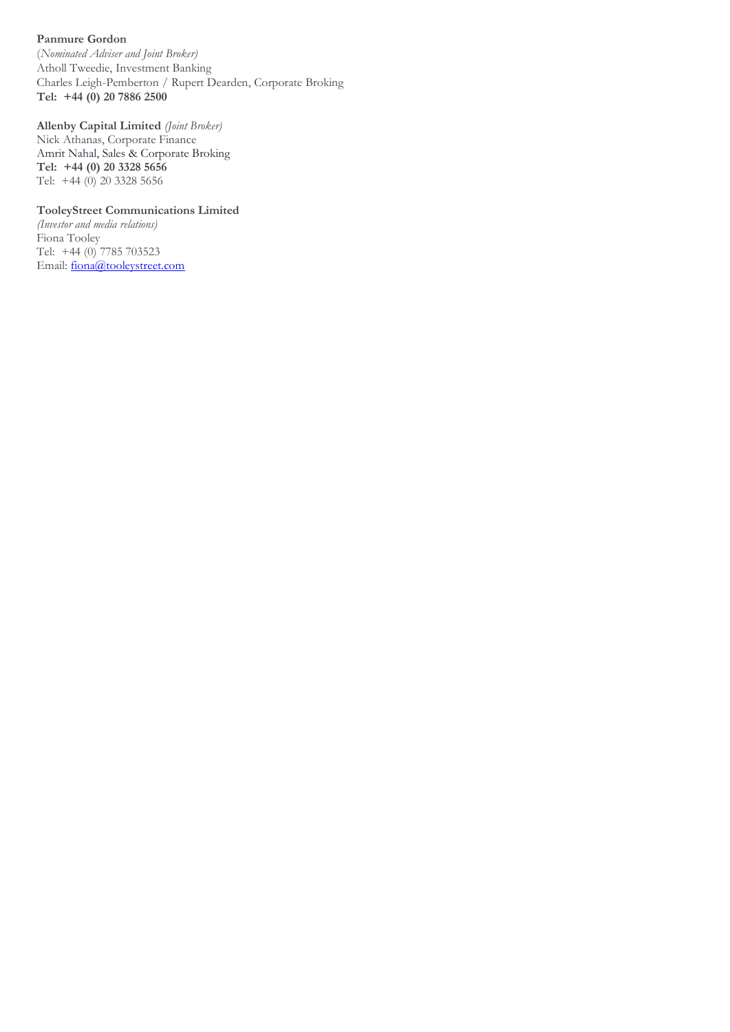**Panmure Gordon**
*(Nominated Adviser and Joint Broker)*
Atholl Tweedie, Investment Banking
Charles Leigh-Pemberton / Rupert Dearden, Corporate Broking
**Tel: +44 (0) 20 7886 2500**

**Allenby Capital Limited** *(Joint Broker)*
Nick Athanas, Corporate Finance
Amrit Nahal, Sales & Corporate Broking
**Tel: +44 (0) 20 3328 5656**
Tel: +44 (0) 20 3328 5656

**TooleyStreet Communications Limited**
*(Investor and media relations)*
Fiona Tooley
Tel: +44 (0) 7785 703523
Email: fiona@tooleystreet.com